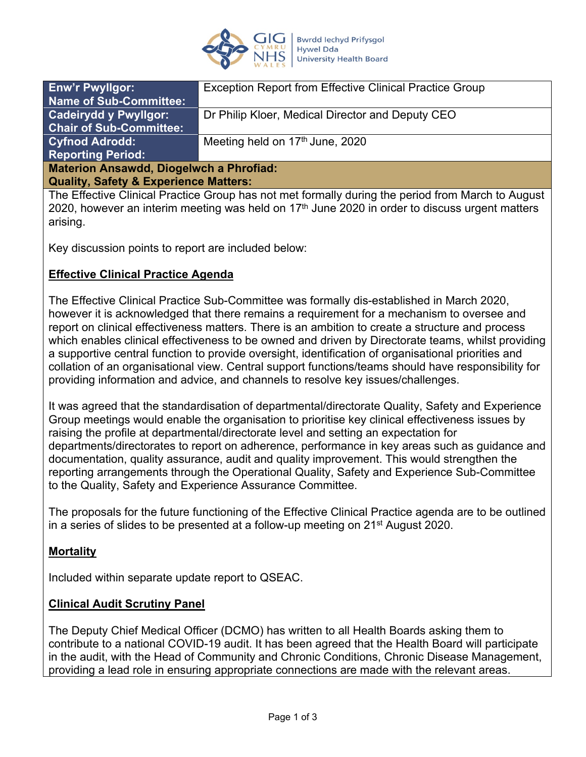| Enw'r Pwyllgor: Name of Sub-Committee: | Exception Report from Effective Clinical Practice Group |
| --- | --- |
| Cadeirydd y Pwyllgor: Chair of Sub-Committee: | Dr Philip Kloer, Medical Director and Deputy CEO |
| Cyfnod Adrodd: Reporting Period: | Meeting held on 17th June, 2020 |

**Materion Ansawdd, Diogelwch a Phrofiad:**
**Quality, Safety & Experience Matters:**

The Effective Clinical Practice Group has not met formally during the period from March to August 2020, however an interim meeting was held on 17th June 2020 in order to discuss urgent matters arising.

Key discussion points to report are included below:

**Effective Clinical Practice Agenda**

The Effective Clinical Practice Sub-Committee was formally dis-established in March 2020, however it is acknowledged that there remains a requirement for a mechanism to oversee and report on clinical effectiveness matters. There is an ambition to create a structure and process which enables clinical effectiveness to be owned and driven by Directorate teams, whilst providing a supportive central function to provide oversight, identification of organisational priorities and collation of an organisational view. Central support functions/teams should have responsibility for providing information and advice, and channels to resolve key issues/challenges.

It was agreed that the standardisation of departmental/directorate Quality, Safety and Experience Group meetings would enable the organisation to prioritise key clinical effectiveness issues by raising the profile at departmental/directorate level and setting an expectation for departments/directorates to report on adherence, performance in key areas such as guidance and documentation, quality assurance, audit and quality improvement. This would strengthen the reporting arrangements through the Operational Quality, Safety and Experience Sub-Committee to the Quality, Safety and Experience Assurance Committee.

The proposals for the future functioning of the Effective Clinical Practice agenda are to be outlined in a series of slides to be presented at a follow-up meeting on 21st August 2020.

**Mortality**

Included within separate update report to QSEAC.

**Clinical Audit Scrutiny Panel**

The Deputy Chief Medical Officer (DCMO) has written to all Health Boards asking them to contribute to a national COVID-19 audit. It has been agreed that the Health Board will participate in the audit, with the Head of Community and Chronic Conditions, Chronic Disease Management, providing a lead role in ensuring appropriate connections are made with the relevant areas.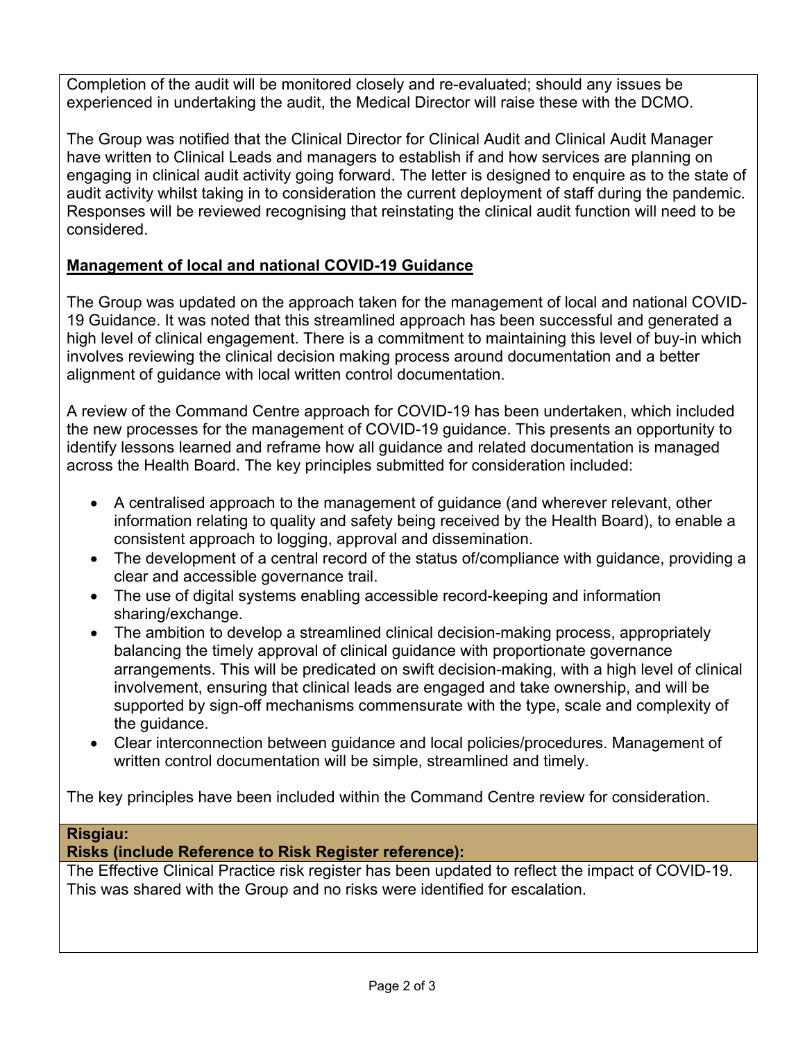Completion of the audit will be monitored closely and re-evaluated; should any issues be experienced in undertaking the audit, the Medical Director will raise these with the DCMO.

The Group was notified that the Clinical Director for Clinical Audit and Clinical Audit Manager have written to Clinical Leads and managers to establish if and how services are planning on engaging in clinical audit activity going forward. The letter is designed to enquire as to the state of audit activity whilst taking in to consideration the current deployment of staff during the pandemic. Responses will be reviewed recognising that reinstating the clinical audit function will need to be considered.

**Management of local and national COVID-19 Guidance**

The Group was updated on the approach taken for the management of local and national COVID-19 Guidance. It was noted that this streamlined approach has been successful and generated a high level of clinical engagement. There is a commitment to maintaining this level of buy-in which involves reviewing the clinical decision making process around documentation and a better alignment of guidance with local written control documentation.

A review of the Command Centre approach for COVID-19 has been undertaken, which included the new processes for the management of COVID-19 guidance. This presents an opportunity to identify lessons learned and reframe how all guidance and related documentation is managed across the Health Board. The key principles submitted for consideration included:

- A centralised approach to the management of guidance (and wherever relevant, other information relating to quality and safety being received by the Health Board), to enable a consistent approach to logging, approval and dissemination.
- The development of a central record of the status of/compliance with guidance, providing a clear and accessible governance trail.
- The use of digital systems enabling accessible record-keeping and information sharing/exchange.
- The ambition to develop a streamlined clinical decision-making process, appropriately balancing the timely approval of clinical guidance with proportionate governance arrangements. This will be predicated on swift decision-making, with a high level of clinical involvement, ensuring that clinical leads are engaged and take ownership, and will be supported by sign-off mechanisms commensurate with the type, scale and complexity of the guidance.
- Clear interconnection between guidance and local policies/procedures. Management of written control documentation will be simple, streamlined and timely.

The key principles have been included within the Command Centre review for consideration.

**Risgiau:**
**Risks (include Reference to Risk Register reference):**

The Effective Clinical Practice risk register has been updated to reflect the impact of COVID-19. This was shared with the Group and no risks were identified for escalation.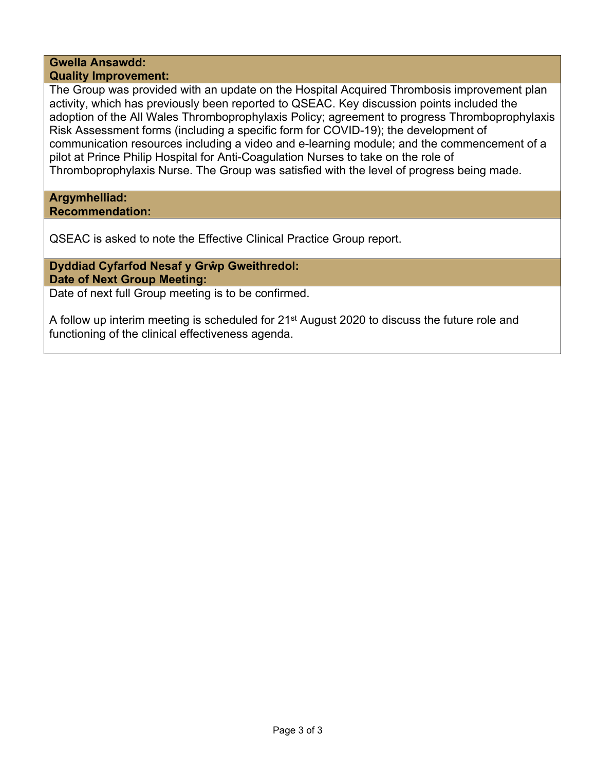**Gwella Ansawdd:**
**Quality Improvement:**

The Group was provided with an update on the Hospital Acquired Thrombosis improvement plan activity, which has previously been reported to QSEAC. Key discussion points included the adoption of the All Wales Thromboprophylaxis Policy; agreement to progress Thromboprophylaxis Risk Assessment forms (including a specific form for COVID-19); the development of communication resources including a video and e-learning module; and the commencement of a pilot at Prince Philip Hospital for Anti-Coagulation Nurses to take on the role of Thromboprophylaxis Nurse. The Group was satisfied with the level of progress being made.

**Argymhelliad:**
**Recommendation:**

QSEAC is asked to note the Effective Clinical Practice Group report.

**Dyddiad Cyfarfod Nesaf y Grŵp Gweithredol:**
**Date of Next Group Meeting:**

Date of next full Group meeting is to be confirmed.

A follow up interim meeting is scheduled for 21st August 2020 to discuss the future role and functioning of the clinical effectiveness agenda.